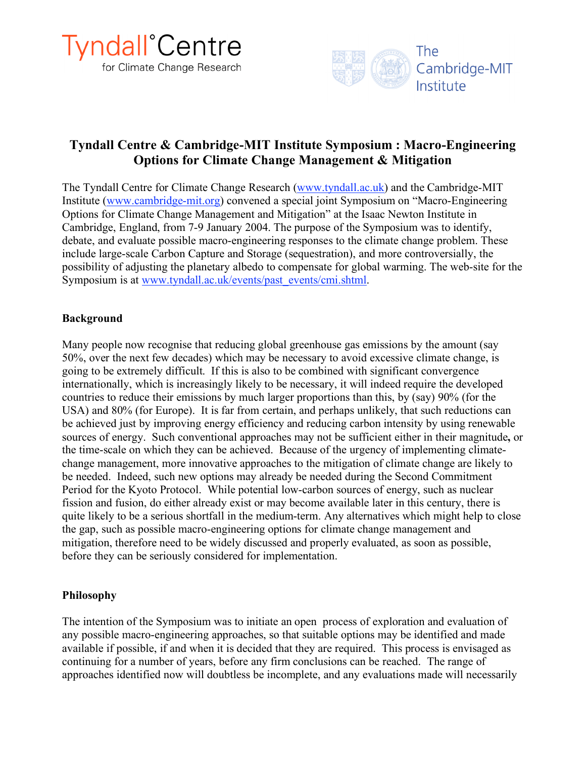# Tyndall Centre & Cambridge-MIT Institute Symposium : Macro-Engineering Options for Climate Change Management & Mitigation

The Tyndall Centre for Climate Change Research (www.tyndall.ac.uk) and the Cambridge-MIT Institute (www.cambridge-mit.org) convened a special joint Symposium on "Macro-Engineering Options for Climate Change Management and Mitigation" at the Isaac Newton Institute in Cambridge, England, from 7-9 January 2004. The purpose of the Symposium was to identify, debate, and evaluate possible macro-engineering responses to the climate change problem. These include large-scale Carbon Capture and Storage (sequestration), and more controversially, the possibility of adjusting the planetary albedo to compensate for global warming. The web-site for the Symposium is at www.tyndall.ac.uk/events/past_events/cmi.shtml.

## Background

Many people now recognise that reducing global greenhouse gas emissions by the amount (say 50%, over the next few decades) which may be necessary to avoid excessive climate change, is going to be extremely difficult. If this is also to be combined with significant convergence internationally, which is increasingly likely to be necessary, it will indeed require the developed countries to reduce their emissions by much larger proportions than this, by (say) 90% (for the USA) and 80% (for Europe). It is far from certain, and perhaps unlikely, that such reductions can be achieved just by improving energy efficiency and reducing carbon intensity by using renewable sources of energy. Such conventional approaches may not be sufficient either in their magnitude**,** or the time-scale on which they can be achieved. Because of the urgency of implementing climate-change management, more innovative approaches to the mitigation of climate change are likely to be needed. Indeed, such new options may already be needed during the Second Commitment Period for the Kyoto Protocol. While potential low-carbon sources of energy, such as nuclear fission and fusion, do either already exist or may become available later in this century, there is quite likely to be a serious shortfall in the medium-term. Any alternatives which might help to close the gap, such as possible macro-engineering options for climate change management and mitigation, therefore need to be widely discussed and properly evaluated, as soon as possible, before they can be seriously considered for implementation.

## Philosophy

The intention of the Symposium was to initiate an open process of exploration and evaluation of any possible macro-engineering approaches, so that suitable options may be identified and made available if possible, if and when it is decided that they are required. This process is envisaged as continuing for a number of years, before any firm conclusions can be reached. The range of approaches identified now will doubtless be incomplete, and any evaluations made will necessarily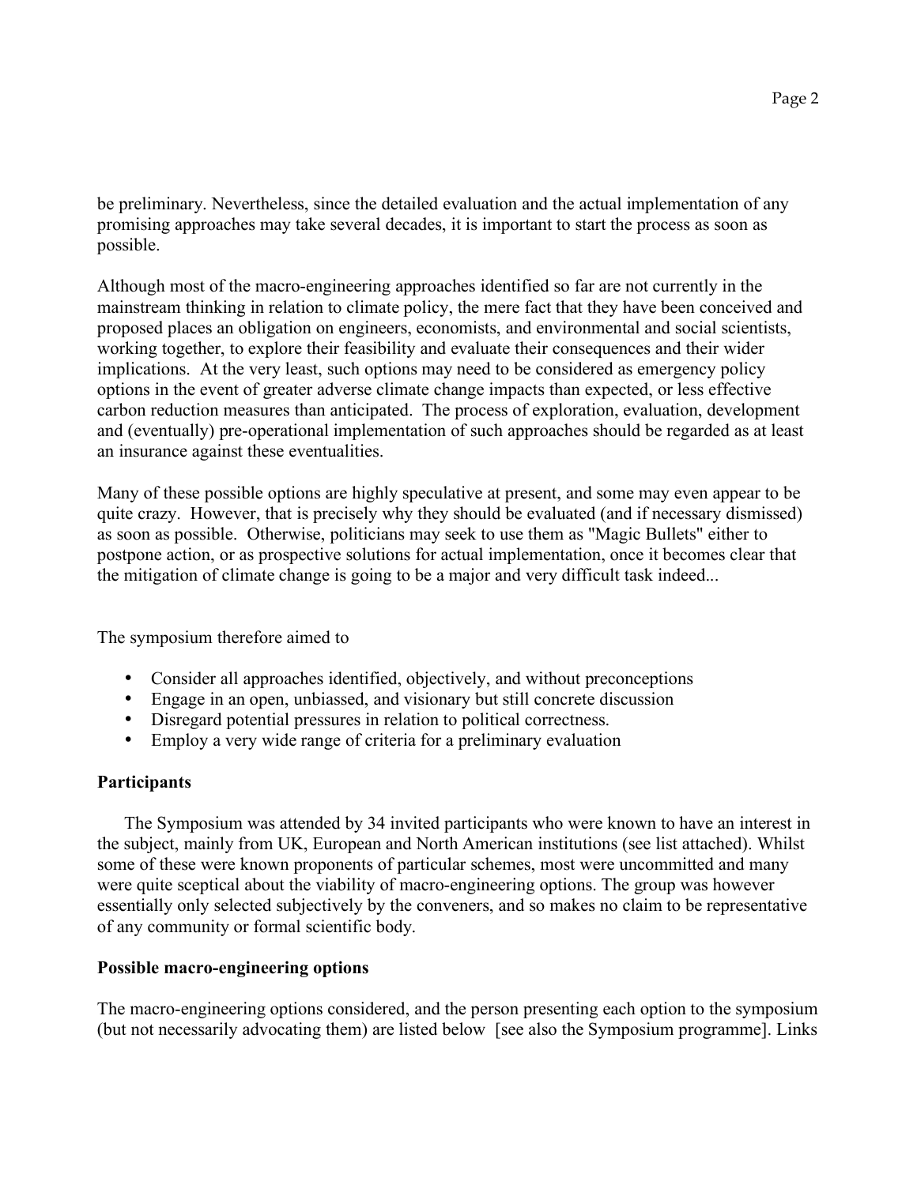be preliminary. Nevertheless, since the detailed evaluation and the actual implementation of any promising approaches may take several decades, it is important to start the process as soon as possible.

Although most of the macro-engineering approaches identified so far are not currently in the mainstream thinking in relation to climate policy, the mere fact that they have been conceived and proposed places an obligation on engineers, economists, and environmental and social scientists, working together, to explore their feasibility and evaluate their consequences and their wider implications. At the very least, such options may need to be considered as emergency policy options in the event of greater adverse climate change impacts than expected, or less effective carbon reduction measures than anticipated. The process of exploration, evaluation, development and (eventually) pre-operational implementation of such approaches should be regarded as at least an insurance against these eventualities.

Many of these possible options are highly speculative at present, and some may even appear to be quite crazy. However, that is precisely why they should be evaluated (and if necessary dismissed) as soon as possible. Otherwise, politicians may seek to use them as "Magic Bullets" either to postpone action, or as prospective solutions for actual implementation, once it becomes clear that the mitigation of climate change is going to be a major and very difficult task indeed...

The symposium therefore aimed to

- Consider all approaches identified, objectively, and without preconceptions
- Engage in an open, unbiassed, and visionary but still concrete discussion
- Disregard potential pressures in relation to political correctness.
- Employ a very wide range of criteria for a preliminary evaluation

**Participants**

The Symposium was attended by 34 invited participants who were known to have an interest in the subject, mainly from UK, European and North American institutions (see list attached). Whilst some of these were known proponents of particular schemes, most were uncommitted and many were quite sceptical about the viability of macro-engineering options. The group was however essentially only selected subjectively by the conveners, and so makes no claim to be representative of any community or formal scientific body.

**Possible macro-engineering options**

The macro-engineering options considered, and the person presenting each option to the symposium (but not necessarily advocating them) are listed below [see also the Symposium programme]. Links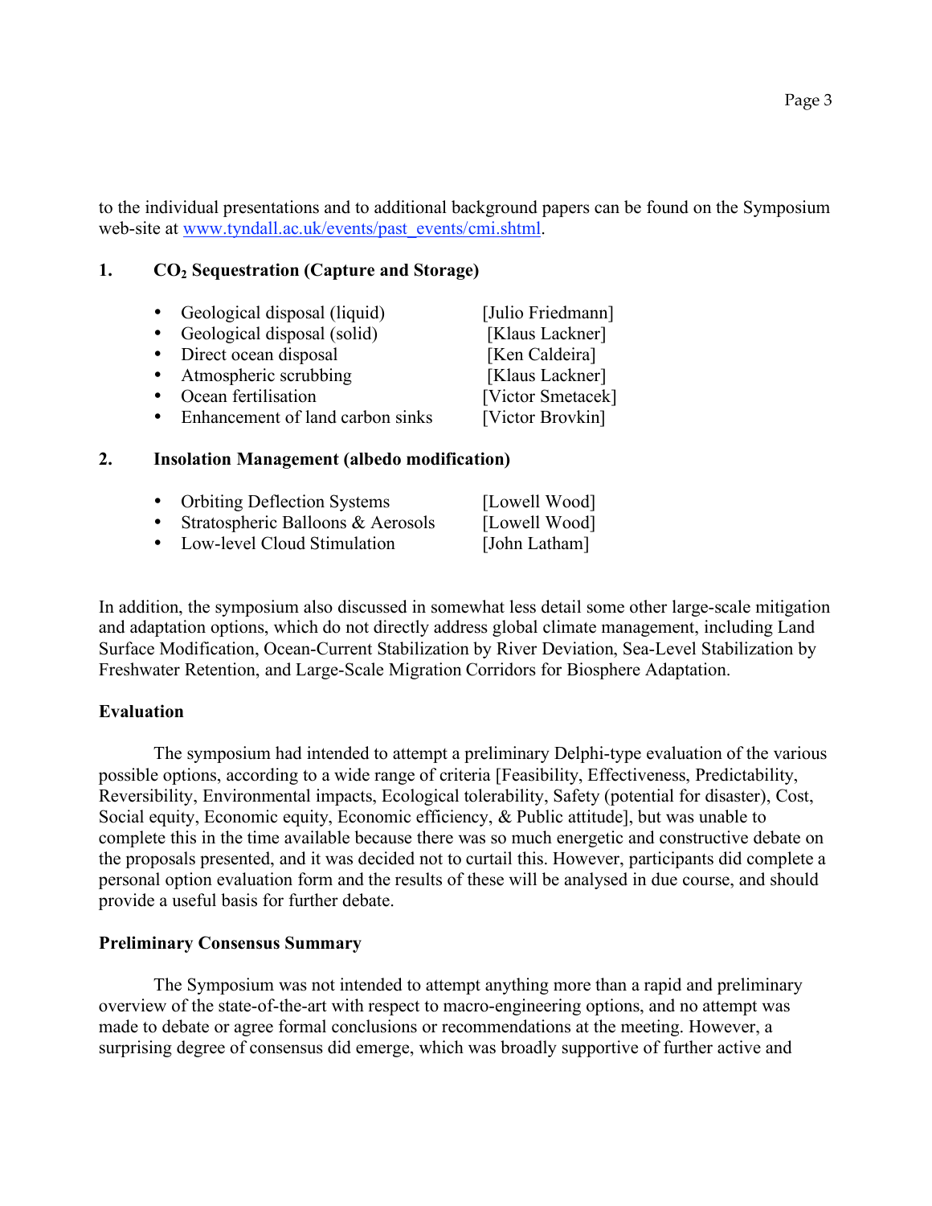to the individual presentations and to additional background papers can be found on the Symposium web-site at www.tyndall.ac.uk/events/past_events/cmi.shtml.

## 1. $CO_2$ Sequestration (Capture and Storage)

- Geological disposal (liquid) [Julio Friedmann]
- Geological disposal (solid) [Klaus Lackner]
- Direct ocean disposal [Ken Caldeira]
- Atmospheric scrubbing [Klaus Lackner]
- Ocean fertilisation [Victor Smetacek]
- Enhancement of land carbon sinks [Victor Brovkin]

## 2. Insolation Management (albedo modification)

- Orbiting Deflection Systems [Lowell Wood]
- Stratospheric Balloons & Aerosols [Lowell Wood]
- Low-level Cloud Stimulation [John Latham]

In addition, the symposium also discussed in somewhat less detail some other large-scale mitigation and adaptation options, which do not directly address global climate management, including Land Surface Modification, Ocean-Current Stabilization by River Deviation, Sea-Level Stabilization by Freshwater Retention, and Large-Scale Migration Corridors for Biosphere Adaptation.

**Evaluation**

The symposium had intended to attempt a preliminary Delphi-type evaluation of the various possible options, according to a wide range of criteria [Feasibility, Effectiveness, Predictability, Reversibility, Environmental impacts, Ecological tolerability, Safety (potential for disaster), Cost, Social equity, Economic equity, Economic efficiency, & Public attitude], but was unable to complete this in the time available because there was so much energetic and constructive debate on the proposals presented, and it was decided not to curtail this. However, participants did complete a personal option evaluation form and the results of these will be analysed in due course, and should provide a useful basis for further debate.

**Preliminary Consensus Summary**

The Symposium was not intended to attempt anything more than a rapid and preliminary overview of the state-of-the-art with respect to macro-engineering options, and no attempt was made to debate or agree formal conclusions or recommendations at the meeting. However, a surprising degree of consensus did emerge, which was broadly supportive of further active and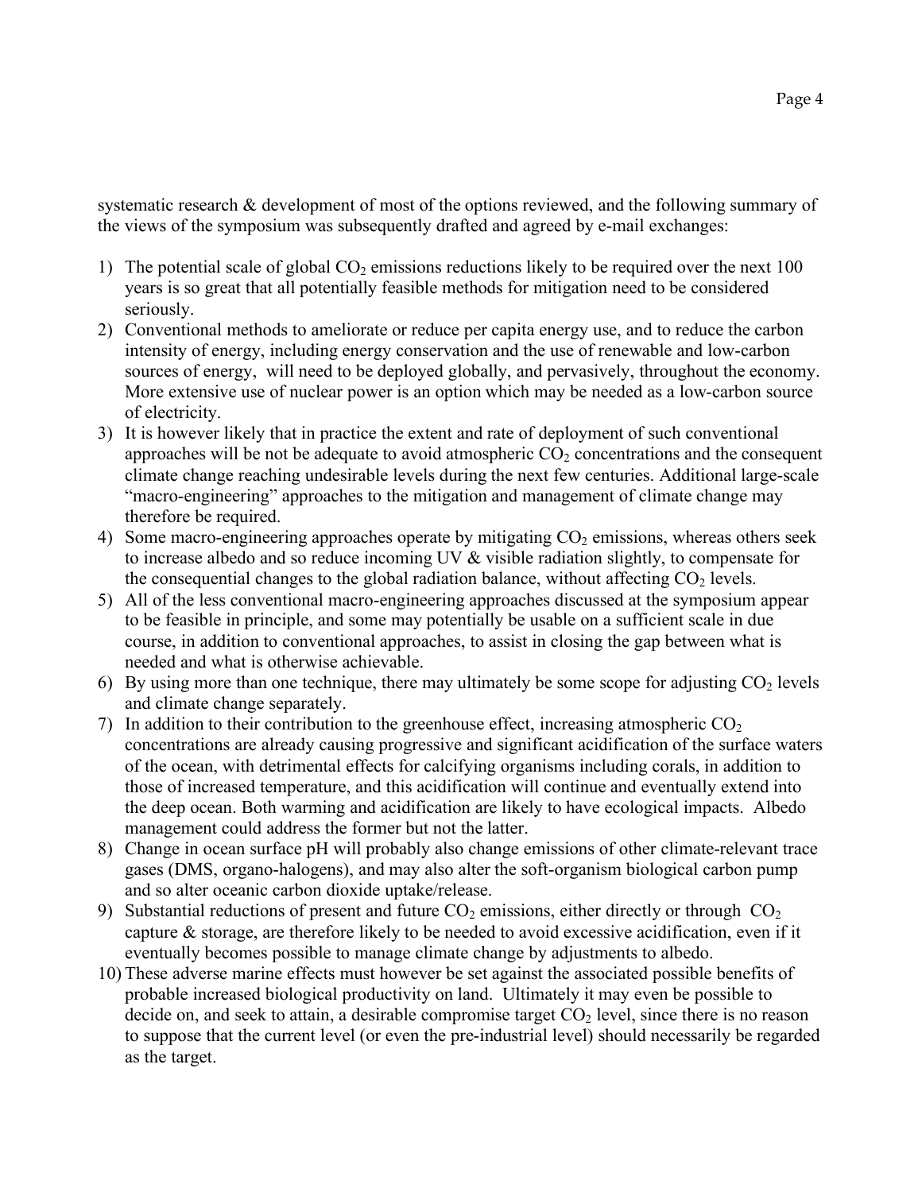systematic research & development of most of the options reviewed, and the following summary of the views of the symposium was subsequently drafted and agreed by e-mail exchanges:

1) The potential scale of global $CO_2$ emissions reductions likely to be required over the next 100 years is so great that all potentially feasible methods for mitigation need to be considered seriously.
2) Conventional methods to ameliorate or reduce per capita energy use, and to reduce the carbon intensity of energy, including energy conservation and the use of renewable and low-carbon sources of energy, will need to be deployed globally, and pervasively, throughout the economy. More extensive use of nuclear power is an option which may be needed as a low-carbon source of electricity.
3) It is however likely that in practice the extent and rate of deployment of such conventional approaches will be not be adequate to avoid atmospheric $CO_2$ concentrations and the consequent climate change reaching undesirable levels during the next few centuries. Additional large-scale "macro-engineering" approaches to the mitigation and management of climate change may therefore be required.
4) Some macro-engineering approaches operate by mitigating $CO_2$ emissions, whereas others seek to increase albedo and so reduce incoming UV & visible radiation slightly, to compensate for the consequential changes to the global radiation balance, without affecting $CO_2$ levels.
5) All of the less conventional macro-engineering approaches discussed at the symposium appear to be feasible in principle, and some may potentially be usable on a sufficient scale in due course, in addition to conventional approaches, to assist in closing the gap between what is needed and what is otherwise achievable.
6) By using more than one technique, there may ultimately be some scope for adjusting $CO_2$ levels and climate change separately.
7) In addition to their contribution to the greenhouse effect, increasing atmospheric $CO_2$ concentrations are already causing progressive and significant acidification of the surface waters of the ocean, with detrimental effects for calcifying organisms including corals, in addition to those of increased temperature, and this acidification will continue and eventually extend into the deep ocean. Both warming and acidification are likely to have ecological impacts. Albedo management could address the former but not the latter.
8) Change in ocean surface pH will probably also change emissions of other climate-relevant trace gases (DMS, organo-halogens), and may also alter the soft-organism biological carbon pump and so alter oceanic carbon dioxide uptake/release.
9) Substantial reductions of present and future $CO_2$ emissions, either directly or through $CO_2$ capture & storage, are therefore likely to be needed to avoid excessive acidification, even if it eventually becomes possible to manage climate change by adjustments to albedo.
10) These adverse marine effects must however be set against the associated possible benefits of probable increased biological productivity on land. Ultimately it may even be possible to decide on, and seek to attain, a desirable compromise target $CO_2$ level, since there is no reason to suppose that the current level (or even the pre-industrial level) should necessarily be regarded as the target.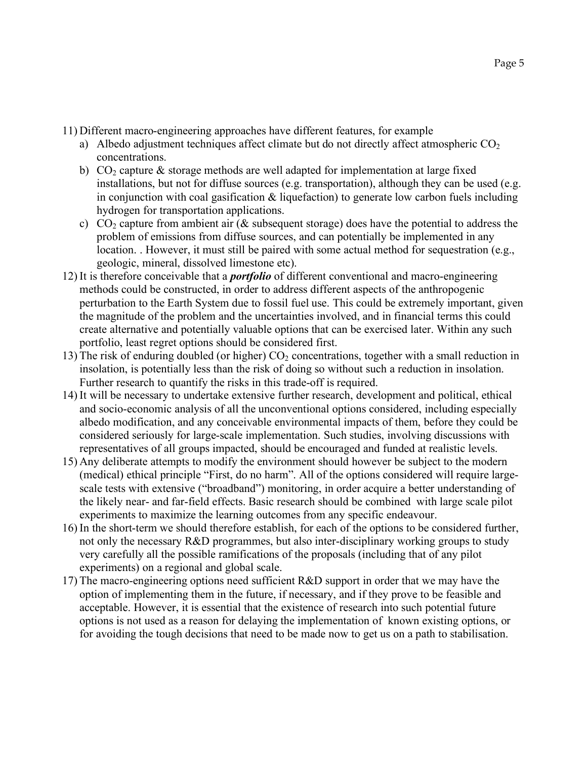11) Different macro-engineering approaches have different features, for example
    a) Albedo adjustment techniques affect climate but do not directly affect atmospheric $CO_2$ concentrations.
    b) $CO_2$ capture & storage methods are well adapted for implementation at large fixed installations, but not for diffuse sources (e.g. transportation), although they can be used (e.g. in conjunction with coal gasification & liquefaction) to generate low carbon fuels including hydrogen for transportation applications.
    c) $CO_2$ capture from ambient air (& subsequent storage) does have the potential to address the problem of emissions from diffuse sources, and can potentially be implemented in any location. . However, it must still be paired with some actual method for sequestration (e.g., geologic, mineral, dissolved limestone etc).
12) It is therefore conceivable that a ***portfolio*** of different conventional and macro-engineering methods could be constructed, in order to address different aspects of the anthropogenic perturbation to the Earth System due to fossil fuel use. This could be extremely important, given the magnitude of the problem and the uncertainties involved, and in financial terms this could create alternative and potentially valuable options that can be exercised later. Within any such portfolio, least regret options should be considered first.
13) The risk of enduring doubled (or higher) $CO_2$ concentrations, together with a small reduction in insolation, is potentially less than the risk of doing so without such a reduction in insolation. Further research to quantify the risks in this trade-off is required.
14) It will be necessary to undertake extensive further research, development and political, ethical and socio-economic analysis of all the unconventional options considered, including especially albedo modification, and any conceivable environmental impacts of them, before they could be considered seriously for large-scale implementation. Such studies, involving discussions with representatives of all groups impacted, should be encouraged and funded at realistic levels.
15) Any deliberate attempts to modify the environment should however be subject to the modern (medical) ethical principle "First, do no harm". All of the options considered will require large-scale tests with extensive ("broadband") monitoring, in order acquire a better understanding of the likely near- and far-field effects. Basic research should be combined with large scale pilot experiments to maximize the learning outcomes from any specific endeavour.
16) In the short-term we should therefore establish, for each of the options to be considered further, not only the necessary R&D programmes, but also inter-disciplinary working groups to study very carefully all the possible ramifications of the proposals (including that of any pilot experiments) on a regional and global scale.
17) The macro-engineering options need sufficient R&D support in order that we may have the option of implementing them in the future, if necessary, and if they prove to be feasible and acceptable. However, it is essential that the existence of research into such potential future options is not used as a reason for delaying the implementation of known existing options, or for avoiding the tough decisions that need to be made now to get us on a path to stabilisation.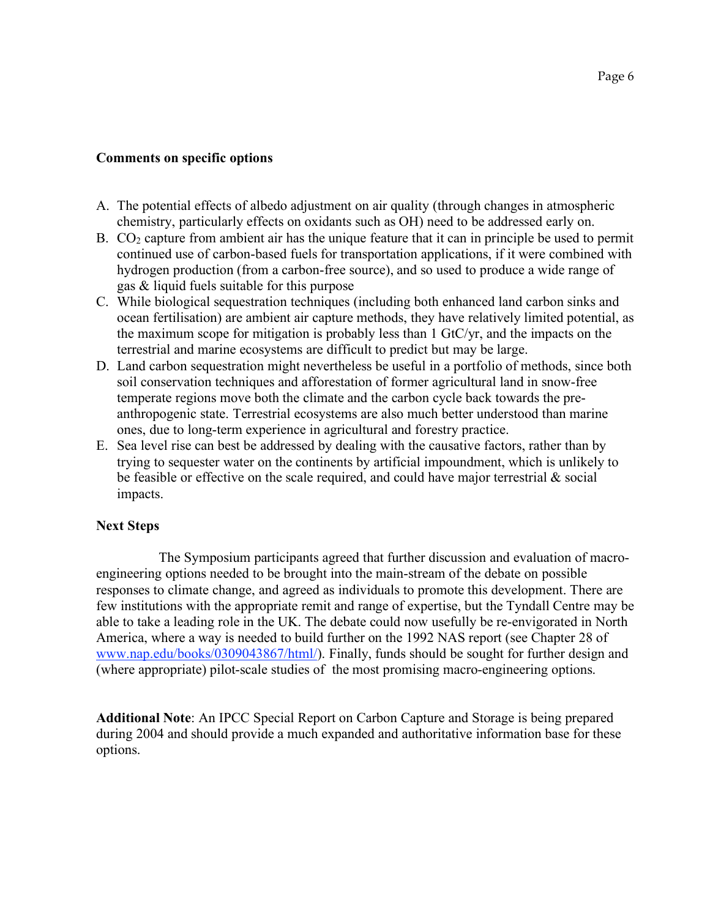**Comments on specific options**

A. The potential effects of albedo adjustment on air quality (through changes in atmospheric chemistry, particularly effects on oxidants such as OH) need to be addressed early on.
B. $CO_2$ capture from ambient air has the unique feature that it can in principle be used to permit continued use of carbon-based fuels for transportation applications, if it were combined with hydrogen production (from a carbon-free source), and so used to produce a wide range of gas & liquid fuels suitable for this purpose
C. While biological sequestration techniques (including both enhanced land carbon sinks and ocean fertilisation) are ambient air capture methods, they have relatively limited potential, as the maximum scope for mitigation is probably less than 1 GtC/yr, and the impacts on the terrestrial and marine ecosystems are difficult to predict but may be large.
D. Land carbon sequestration might nevertheless be useful in a portfolio of methods, since both soil conservation techniques and afforestation of former agricultural land in snow-free temperate regions move both the climate and the carbon cycle back towards the pre-anthropogenic state. Terrestrial ecosystems are also much better understood than marine ones, due to long-term experience in agricultural and forestry practice.
E. Sea level rise can best be addressed by dealing with the causative factors, rather than by trying to sequester water on the continents by artificial impoundment, which is unlikely to be feasible or effective on the scale required, and could have major terrestrial & social impacts.

**Next Steps**

The Symposium participants agreed that further discussion and evaluation of macro-engineering options needed to be brought into the main-stream of the debate on possible responses to climate change, and agreed as individuals to promote this development. There are few institutions with the appropriate remit and range of expertise, but the Tyndall Centre may be able to take a leading role in the UK. The debate could now usefully be re-envigorated in North America, where a way is needed to build further on the 1992 NAS report (see Chapter 28 of www.nap.edu/books/0309043867/html/). Finally, funds should be sought for further design and (where appropriate) pilot-scale studies of the most promising macro-engineering options.

**Additional Note**: An IPCC Special Report on Carbon Capture and Storage is being prepared during 2004 and should provide a much expanded and authoritative information base for these options.